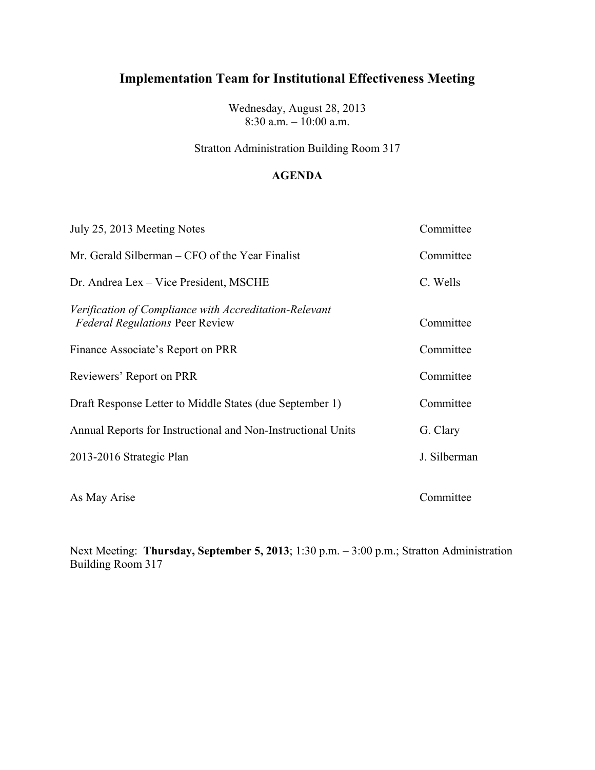# Implementation Team for Institutional Effectiveness Meeting

Wednesday, August 28, 2013
8:30 a.m. – 10:00 a.m.

Stratton Administration Building Room 317

**AGENDA**

| | |
|---|---|
| July 25, 2013 Meeting Notes | Committee |
| Mr. Gerald Silberman – CFO of the Year Finalist | Committee |
| Dr. Andrea Lex – Vice President, MSCHE | C. Wells |
| *Verification of Compliance with Accreditation-Relevant Federal Regulations* Peer Review | Committee |
| Finance Associate's Report on PRR | Committee |
| Reviewers' Report on PRR | Committee |
| Draft Response Letter to Middle States (due September 1) | Committee |
| Annual Reports for Instructional and Non-Instructional Units | G. Clary |
| 2013-2016 Strategic Plan | J. Silberman |
| As May Arise | Committee |

Next Meeting: **Thursday, September 5, 2013**; 1:30 p.m. – 3:00 p.m.; Stratton Administration Building Room 317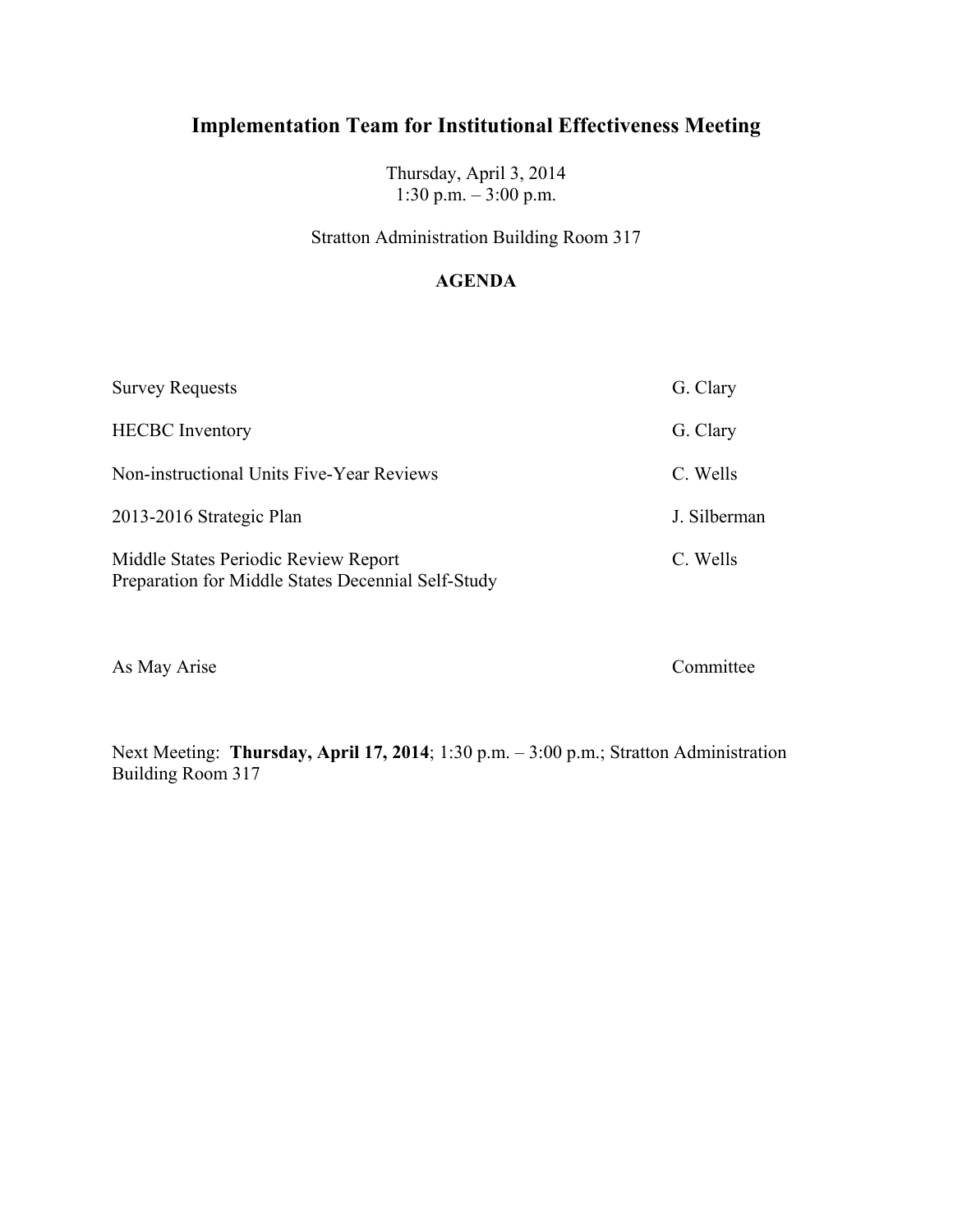# Implementation Team for Institutional Effectiveness Meeting

Thursday, April 3, 2014
1:30 p.m. – 3:00 p.m.

Stratton Administration Building Room 317

**AGENDA**

| | |
|---|---|
| Survey Requests | G. Clary |
| HECBC Inventory | G. Clary |
| Non-instructional Units Five-Year Reviews | C. Wells |
| 2013-2016 Strategic Plan | J. Silberman |
| Middle States Periodic Review Report<br>Preparation for Middle States Decennial Self-Study | C. Wells |
| As May Arise | Committee |

Next Meeting: **Thursday, April 17, 2014**; 1:30 p.m. – 3:00 p.m.; Stratton Administration Building Room 317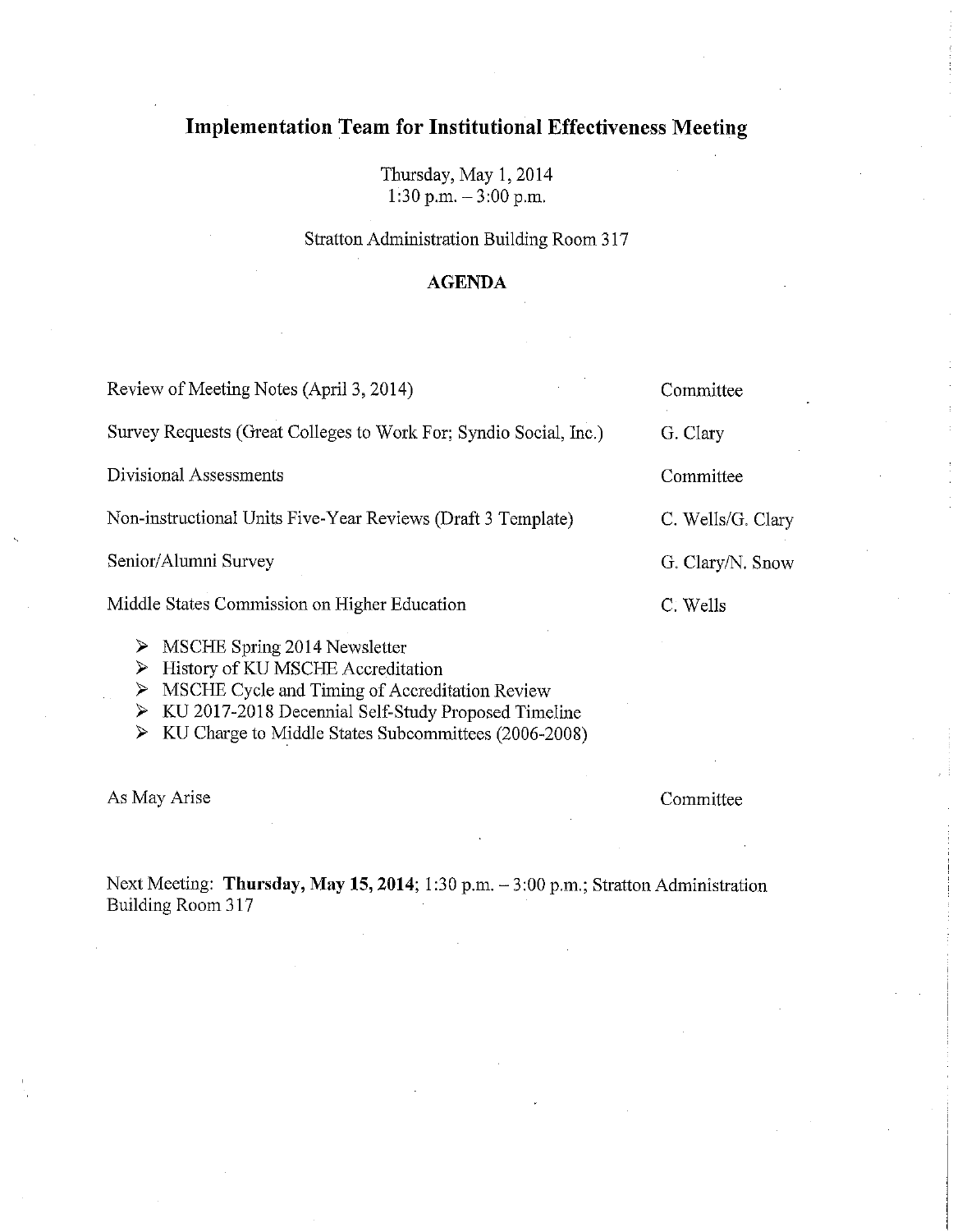# Implementation Team for Institutional Effectiveness Meeting

Thursday, May 1, 2014
1:30 p.m. – 3:00 p.m.

Stratton Administration Building Room 317

**AGENDA**

| | |
|---|---|
| Review of Meeting Notes (April 3, 2014) | Committee |
| Survey Requests (Great Colleges to Work For; Syndio Social, Inc.) | G. Clary |
| Divisional Assessments | Committee |
| Non-instructional Units Five-Year Reviews (Draft 3 Template) | C. Wells/G. Clary |
| Senior/Alumni Survey | G. Clary/N. Snow |
| Middle States Commission on Higher Education | C. Wells |

- MSCHE Spring 2014 Newsletter
- History of KU MSCHE Accreditation
- MSCHE Cycle and Timing of Accreditation Review
- KU 2017-2018 Decennial Self-Study Proposed Timeline
- KU Charge to Middle States Subcommittees (2006-2008)

| | |
|---|---|
| As May Arise | Committee |

Next Meeting: **Thursday, May 15, 2014**; 1:30 p.m. – 3:00 p.m.; Stratton Administration Building Room 317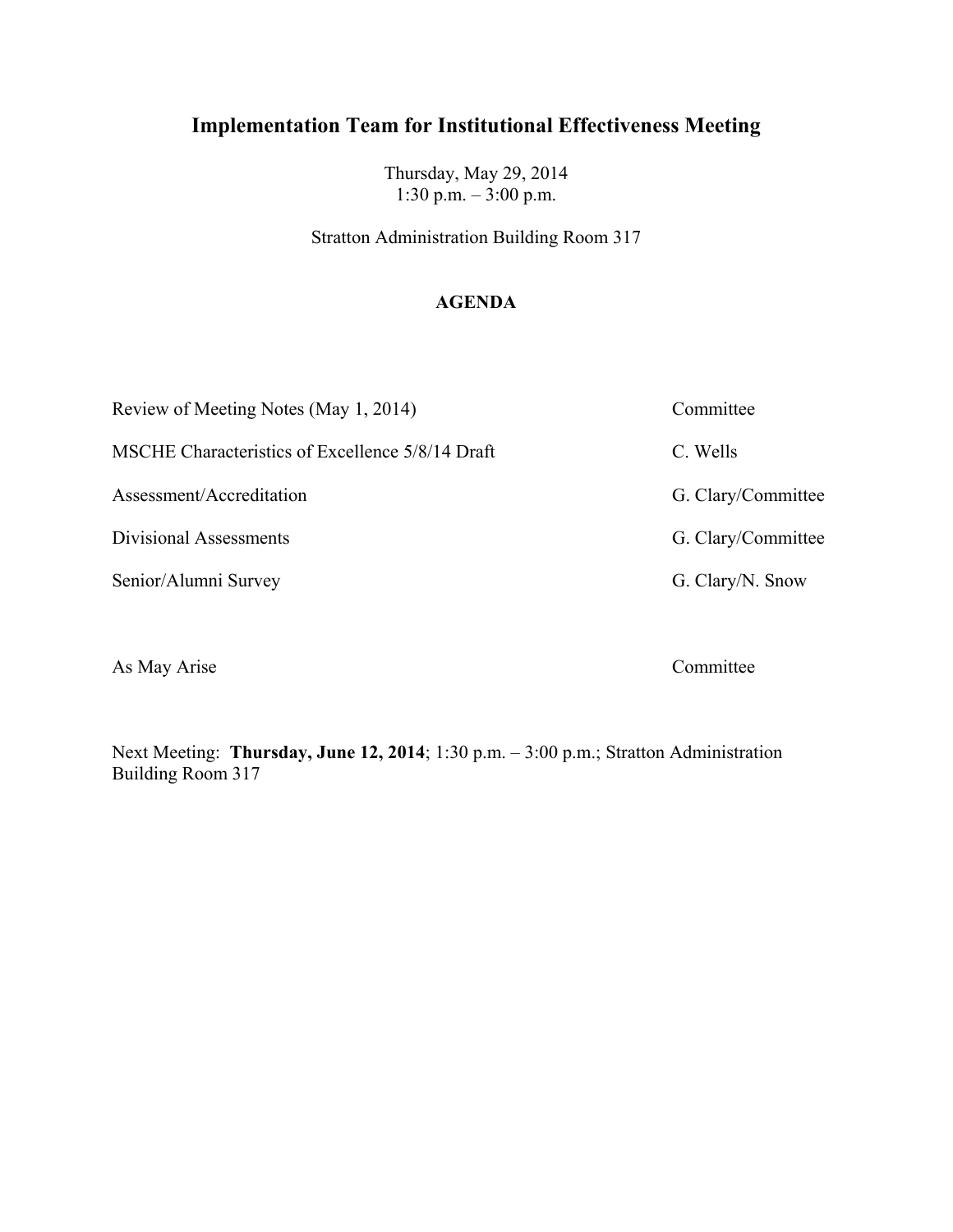# Implementation Team for Institutional Effectiveness Meeting

Thursday, May 29, 2014
1:30 p.m. – 3:00 p.m.

Stratton Administration Building Room 317

**AGENDA**

| | |
|---|---|
| Review of Meeting Notes (May 1, 2014) | Committee |
| MSCHE Characteristics of Excellence 5/8/14 Draft | C. Wells |
| Assessment/Accreditation | G. Clary/Committee |
| Divisional Assessments | G. Clary/Committee |
| Senior/Alumni Survey | G. Clary/N. Snow |
| As May Arise | Committee |

Next Meeting: **Thursday, June 12, 2014**; 1:30 p.m. – 3:00 p.m.; Stratton Administration Building Room 317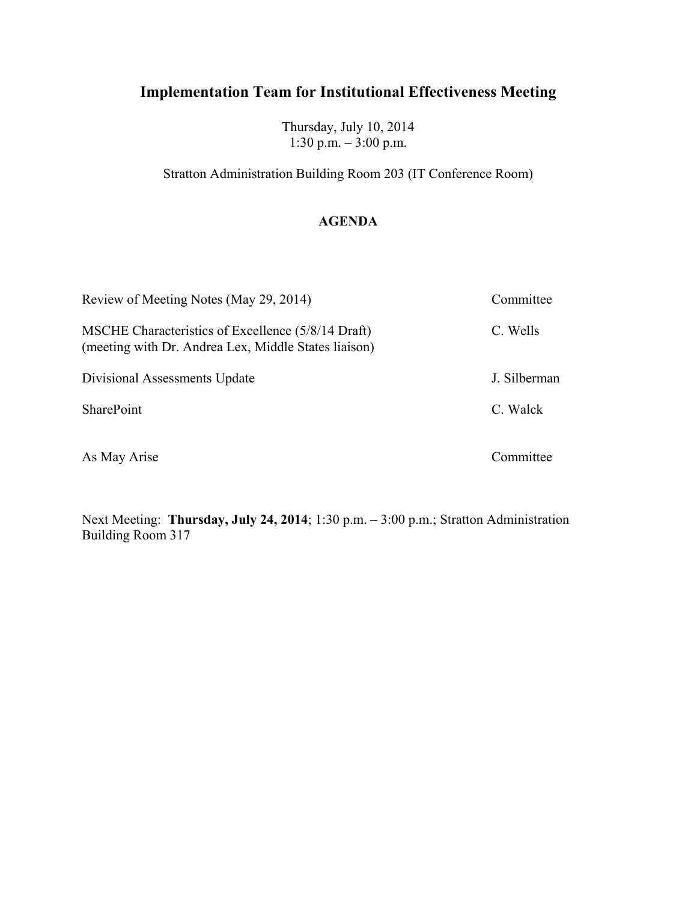# Implementation Team for Institutional Effectiveness Meeting

Thursday, July 10, 2014
1:30 p.m. – 3:00 p.m.

Stratton Administration Building Room 203 (IT Conference Room)

**AGENDA**

| | |
|---|---|
| Review of Meeting Notes (May 29, 2014) | Committee |
| MSCHE Characteristics of Excellence (5/8/14 Draft) (meeting with Dr. Andrea Lex, Middle States liaison) | C. Wells |
| Divisional Assessments Update | J. Silberman |
| SharePoint | C. Walck |
| As May Arise | Committee |

Next Meeting: **Thursday, July 24, 2014**; 1:30 p.m. – 3:00 p.m.; Stratton Administration Building Room 317